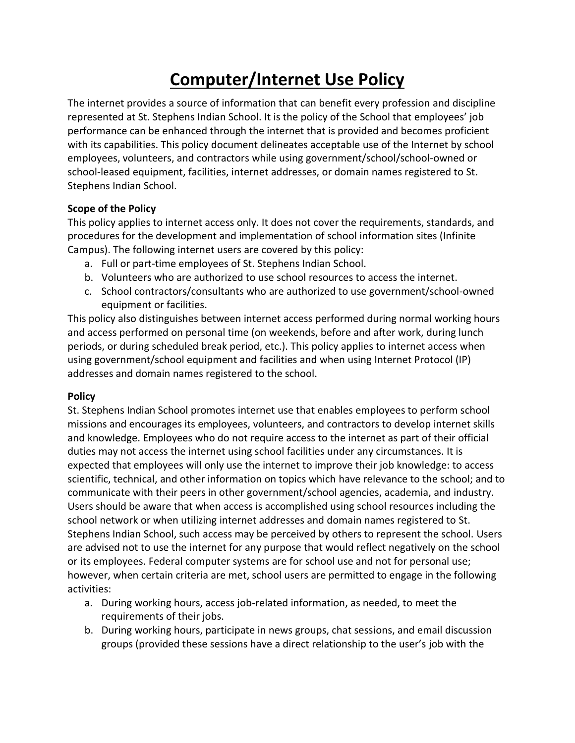# Computer/Internet Use Policy

The internet provides a source of information that can benefit every profession and discipline represented at St. Stephens Indian School. It is the policy of the School that employees' job performance can be enhanced through the internet that is provided and becomes proficient with its capabilities. This policy document delineates acceptable use of the Internet by school employees, volunteers, and contractors while using government/school/school-owned or school-leased equipment, facilities, internet addresses, or domain names registered to St. Stephens Indian School.

**Scope of the Policy**

This policy applies to internet access only. It does not cover the requirements, standards, and procedures for the development and implementation of school information sites (Infinite Campus). The following internet users are covered by this policy:

a. Full or part-time employees of St. Stephens Indian School.
b. Volunteers who are authorized to use school resources to access the internet.
c. School contractors/consultants who are authorized to use government/school-owned equipment or facilities.

This policy also distinguishes between internet access performed during normal working hours and access performed on personal time (on weekends, before and after work, during lunch periods, or during scheduled break period, etc.). This policy applies to internet access when using government/school equipment and facilities and when using Internet Protocol (IP) addresses and domain names registered to the school.

**Policy**

St. Stephens Indian School promotes internet use that enables employees to perform school missions and encourages its employees, volunteers, and contractors to develop internet skills and knowledge. Employees who do not require access to the internet as part of their official duties may not access the internet using school facilities under any circumstances. It is expected that employees will only use the internet to improve their job knowledge: to access scientific, technical, and other information on topics which have relevance to the school; and to communicate with their peers in other government/school agencies, academia, and industry. Users should be aware that when access is accomplished using school resources including the school network or when utilizing internet addresses and domain names registered to St. Stephens Indian School, such access may be perceived by others to represent the school. Users are advised not to use the internet for any purpose that would reflect negatively on the school or its employees. Federal computer systems are for school use and not for personal use; however, when certain criteria are met, school users are permitted to engage in the following activities:

a. During working hours, access job-related information, as needed, to meet the requirements of their jobs.
b. During working hours, participate in news groups, chat sessions, and email discussion groups (provided these sessions have a direct relationship to the user's job with the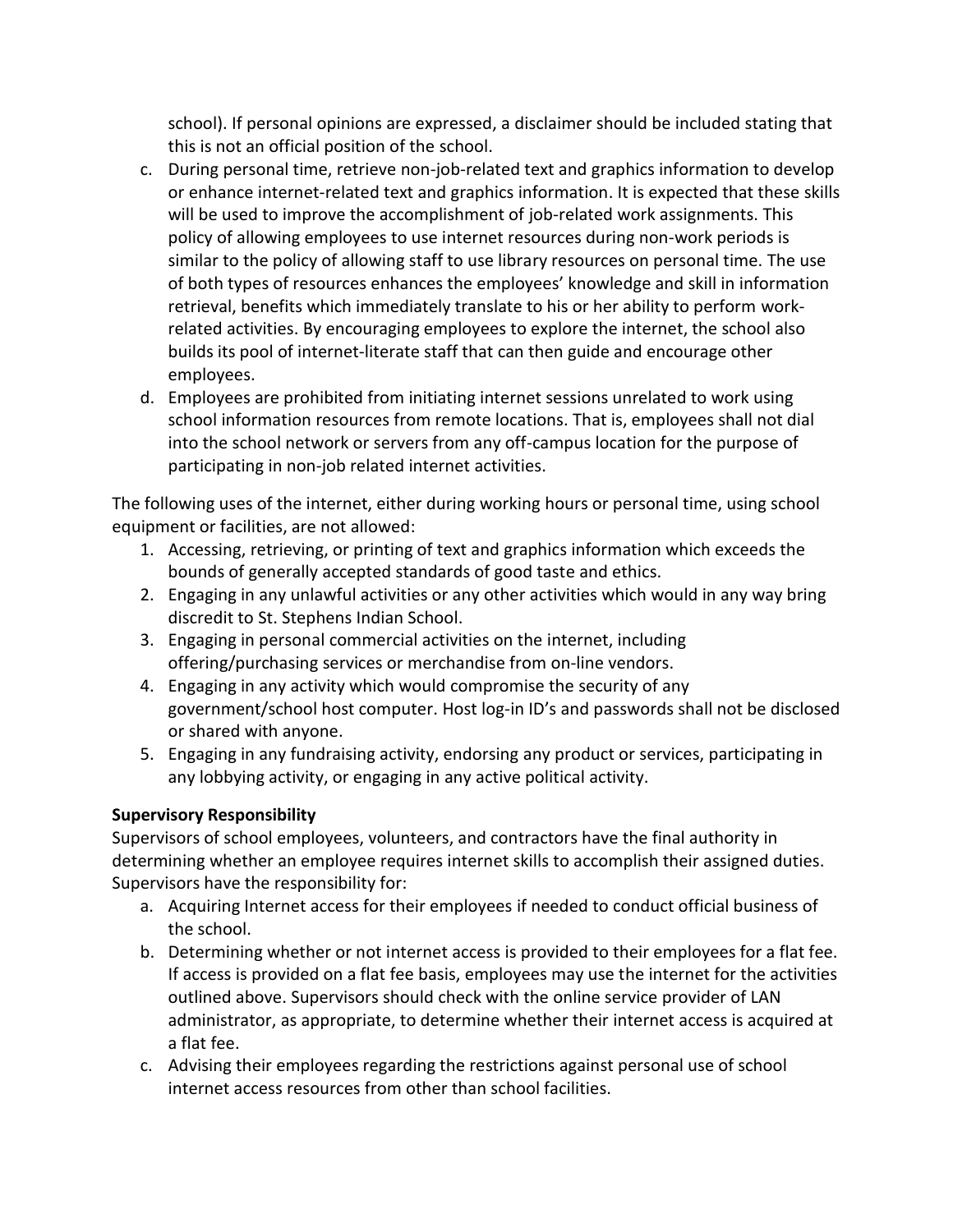school). If personal opinions are expressed, a disclaimer should be included stating that this is not an official position of the school.

c. During personal time, retrieve non-job-related text and graphics information to develop or enhance internet-related text and graphics information. It is expected that these skills will be used to improve the accomplishment of job-related work assignments. This policy of allowing employees to use internet resources during non-work periods is similar to the policy of allowing staff to use library resources on personal time. The use of both types of resources enhances the employees' knowledge and skill in information retrieval, benefits which immediately translate to his or her ability to perform work-related activities. By encouraging employees to explore the internet, the school also builds its pool of internet-literate staff that can then guide and encourage other employees.
d. Employees are prohibited from initiating internet sessions unrelated to work using school information resources from remote locations. That is, employees shall not dial into the school network or servers from any off-campus location for the purpose of participating in non-job related internet activities.

The following uses of the internet, either during working hours or personal time, using school equipment or facilities, are not allowed:

1. Accessing, retrieving, or printing of text and graphics information which exceeds the bounds of generally accepted standards of good taste and ethics.
2. Engaging in any unlawful activities or any other activities which would in any way bring discredit to St. Stephens Indian School.
3. Engaging in personal commercial activities on the internet, including offering/purchasing services or merchandise from on-line vendors.
4. Engaging in any activity which would compromise the security of any government/school host computer. Host log-in ID's and passwords shall not be disclosed or shared with anyone.
5. Engaging in any fundraising activity, endorsing any product or services, participating in any lobbying activity, or engaging in any active political activity.

**Supervisory Responsibility**

Supervisors of school employees, volunteers, and contractors have the final authority in determining whether an employee requires internet skills to accomplish their assigned duties. Supervisors have the responsibility for:

a. Acquiring Internet access for their employees if needed to conduct official business of the school.
b. Determining whether or not internet access is provided to their employees for a flat fee. If access is provided on a flat fee basis, employees may use the internet for the activities outlined above. Supervisors should check with the online service provider of LAN administrator, as appropriate, to determine whether their internet access is acquired at a flat fee.
c. Advising their employees regarding the restrictions against personal use of school internet access resources from other than school facilities.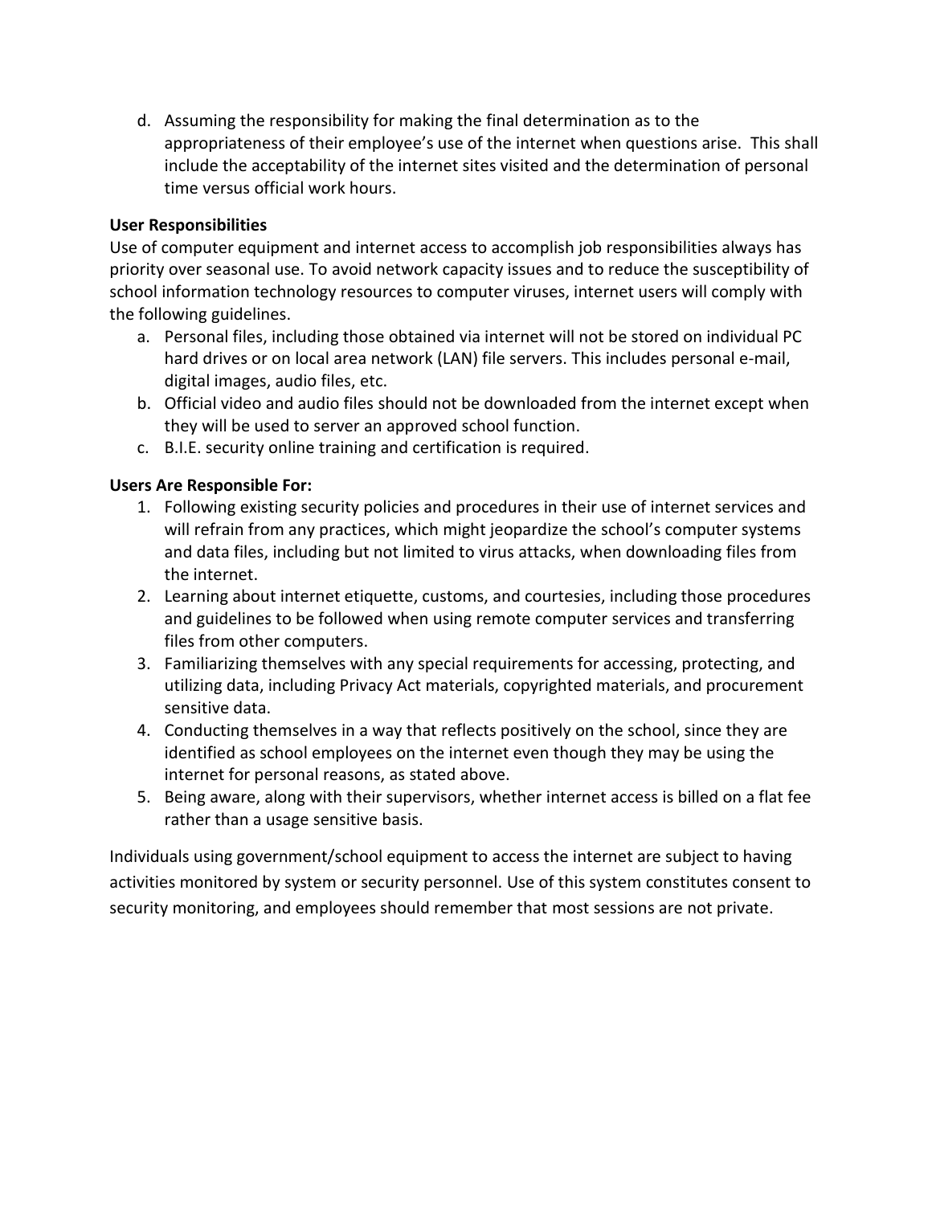d. Assuming the responsibility for making the final determination as to the appropriateness of their employee's use of the internet when questions arise. This shall include the acceptability of the internet sites visited and the determination of personal time versus official work hours.

**User Responsibilities**

Use of computer equipment and internet access to accomplish job responsibilities always has priority over seasonal use. To avoid network capacity issues and to reduce the susceptibility of school information technology resources to computer viruses, internet users will comply with the following guidelines.

a. Personal files, including those obtained via internet will not be stored on individual PC hard drives or on local area network (LAN) file servers. This includes personal e-mail, digital images, audio files, etc.
b. Official video and audio files should not be downloaded from the internet except when they will be used to server an approved school function.
c. B.I.E. security online training and certification is required.

**Users Are Responsible For:**

1. Following existing security policies and procedures in their use of internet services and will refrain from any practices, which might jeopardize the school's computer systems and data files, including but not limited to virus attacks, when downloading files from the internet.
2. Learning about internet etiquette, customs, and courtesies, including those procedures and guidelines to be followed when using remote computer services and transferring files from other computers.
3. Familiarizing themselves with any special requirements for accessing, protecting, and utilizing data, including Privacy Act materials, copyrighted materials, and procurement sensitive data.
4. Conducting themselves in a way that reflects positively on the school, since they are identified as school employees on the internet even though they may be using the internet for personal reasons, as stated above.
5. Being aware, along with their supervisors, whether internet access is billed on a flat fee rather than a usage sensitive basis.

Individuals using government/school equipment to access the internet are subject to having activities monitored by system or security personnel. Use of this system constitutes consent to security monitoring, and employees should remember that most sessions are not private.